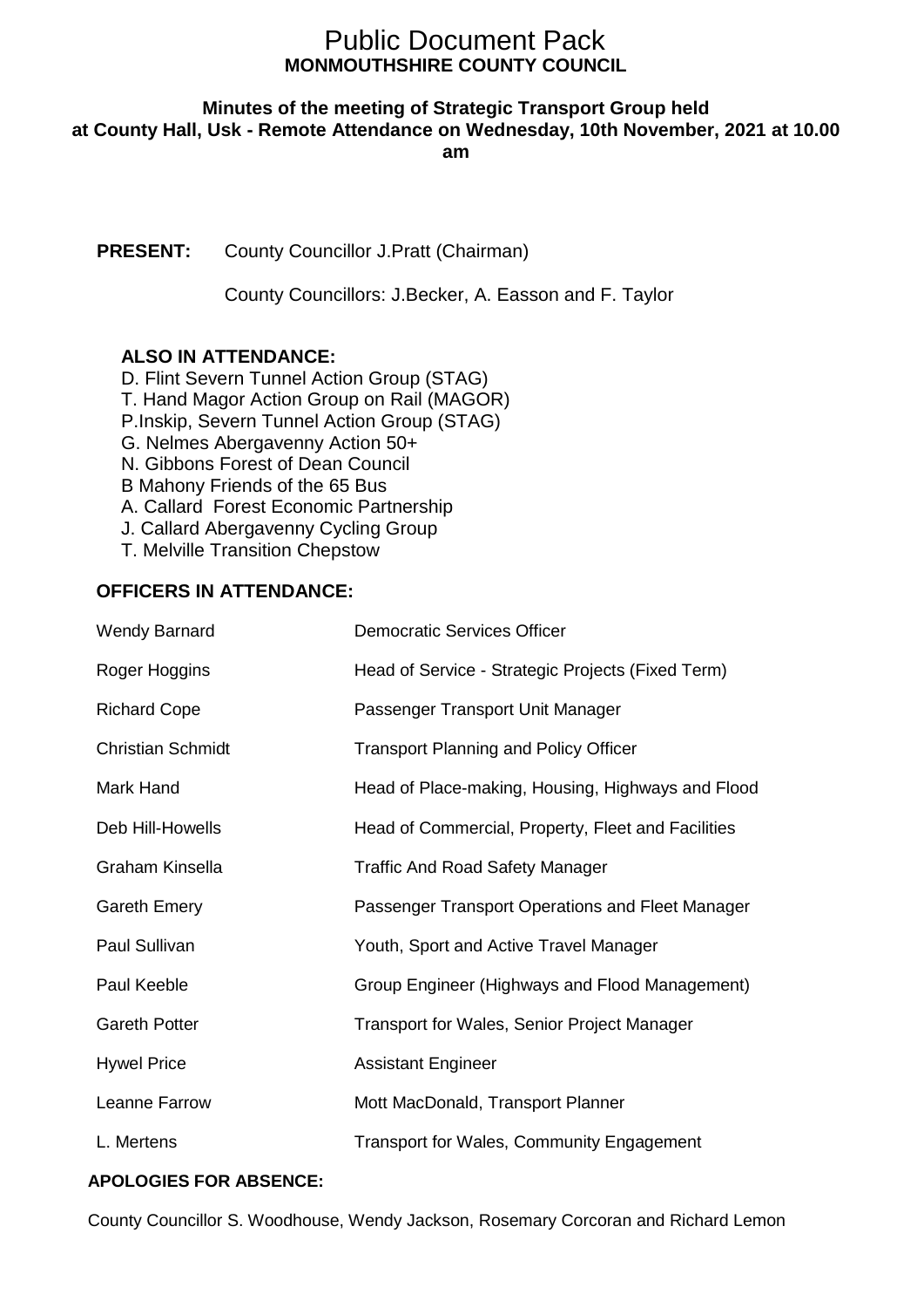# Public Document Pack
## MONMOUTHSHIRE COUNTY COUNCIL

### Minutes of the meeting of Strategic Transport Group held at County Hall, Usk - Remote Attendance on Wednesday, 10th November, 2021 at 10.00 am

**PRESENT:** County Councillor J.Pratt (Chairman)

County Councillors: J.Becker, A. Easson and F. Taylor

**ALSO IN ATTENDANCE:**

D. Flint Severn Tunnel Action Group (STAG)
T. Hand Magor Action Group on Rail (MAGOR)
P.Inskip, Severn Tunnel Action Group (STAG)
G. Nelmes Abergavenny Action 50+
N. Gibbons Forest of Dean Council
B Mahony Friends of the 65 Bus
A. Callard Forest Economic Partnership
J. Callard Abergavenny Cycling Group
T. Melville Transition Chepstow

**OFFICERS IN ATTENDANCE:**

| | |
|---|---|
| Wendy Barnard | Democratic Services Officer |
| Roger Hoggins | Head of Service - Strategic Projects (Fixed Term) |
| Richard Cope | Passenger Transport Unit Manager |
| Christian Schmidt | Transport Planning and Policy Officer |
| Mark Hand | Head of Place-making, Housing, Highways and Flood |
| Deb Hill-Howells | Head of Commercial, Property, Fleet and Facilities |
| Graham Kinsella | Traffic And Road Safety Manager |
| Gareth Emery | Passenger Transport Operations and Fleet Manager |
| Paul Sullivan | Youth, Sport and Active Travel Manager |
| Paul Keeble | Group Engineer (Highways and Flood Management) |
| Gareth Potter | Transport for Wales, Senior Project Manager |
| Hywel Price | Assistant Engineer |
| Leanne Farrow | Mott MacDonald, Transport Planner |
| L. Mertens | Transport for Wales, Community Engagement |

**APOLOGIES FOR ABSENCE:**

County Councillor S. Woodhouse, Wendy Jackson, Rosemary Corcoran and Richard Lemon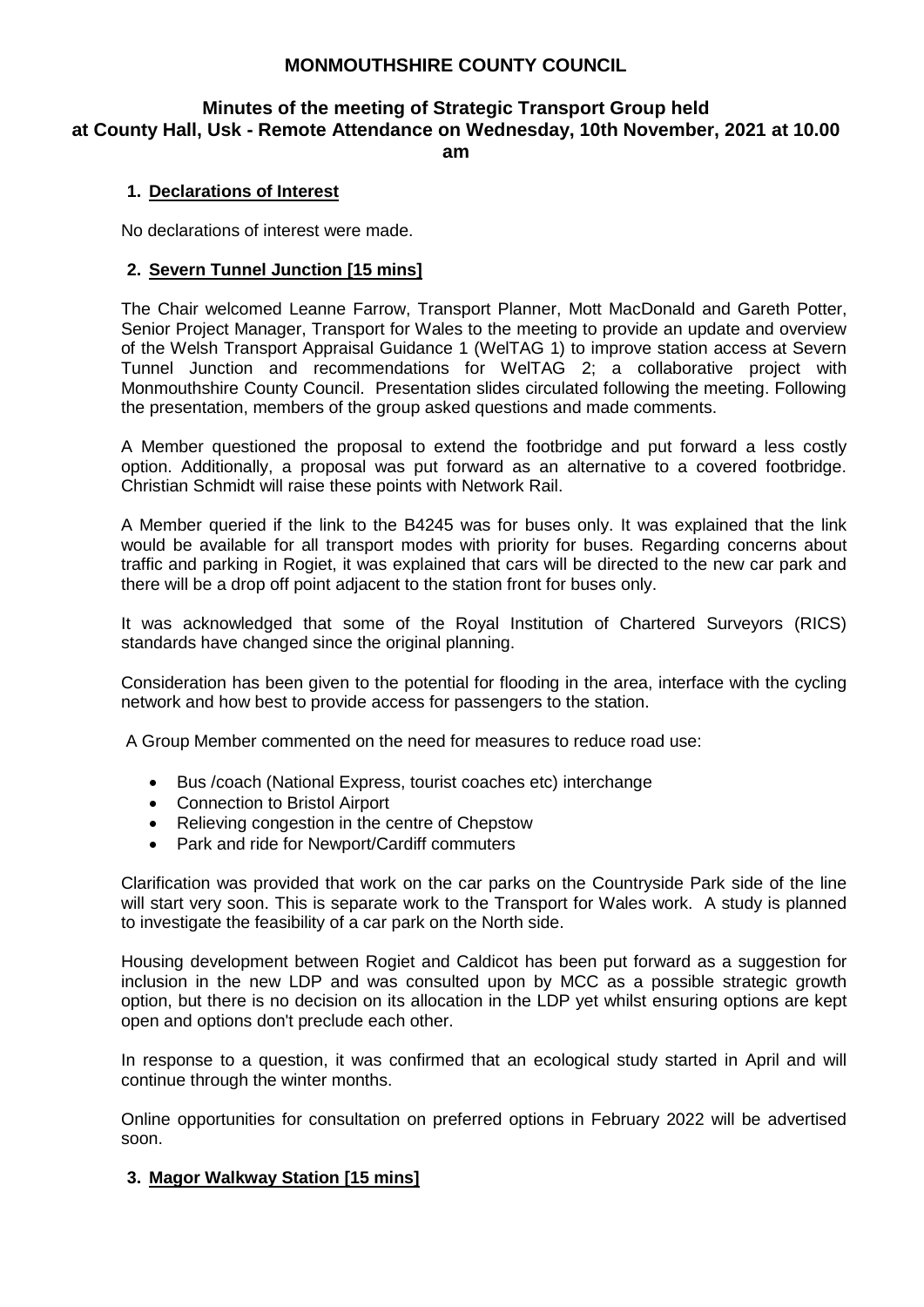# MONMOUTHSHIRE COUNTY COUNCIL

## Minutes of the meeting of Strategic Transport Group held at County Hall, Usk - Remote Attendance on Wednesday, 10th November, 2021 at 10.00 am

### 1. Declarations of Interest

No declarations of interest were made.

### 2. Severn Tunnel Junction [15 mins]

The Chair welcomed Leanne Farrow, Transport Planner, Mott MacDonald and Gareth Potter, Senior Project Manager, Transport for Wales to the meeting to provide an update and overview of the Welsh Transport Appraisal Guidance 1 (WelTAG 1) to improve station access at Severn Tunnel Junction and recommendations for WelTAG 2; a collaborative project with Monmouthshire County Council. Presentation slides circulated following the meeting. Following the presentation, members of the group asked questions and made comments.

A Member questioned the proposal to extend the footbridge and put forward a less costly option. Additionally, a proposal was put forward as an alternative to a covered footbridge. Christian Schmidt will raise these points with Network Rail.

A Member queried if the link to the B4245 was for buses only. It was explained that the link would be available for all transport modes with priority for buses. Regarding concerns about traffic and parking in Rogiet, it was explained that cars will be directed to the new car park and there will be a drop off point adjacent to the station front for buses only.

It was acknowledged that some of the Royal Institution of Chartered Surveyors (RICS) standards have changed since the original planning.

Consideration has been given to the potential for flooding in the area, interface with the cycling network and how best to provide access for passengers to the station.

A Group Member commented on the need for measures to reduce road use:

- Bus /coach (National Express, tourist coaches etc) interchange
- Connection to Bristol Airport
- Relieving congestion in the centre of Chepstow
- Park and ride for Newport/Cardiff commuters

Clarification was provided that work on the car parks on the Countryside Park side of the line will start very soon. This is separate work to the Transport for Wales work. A study is planned to investigate the feasibility of a car park on the North side.

Housing development between Rogiet and Caldicot has been put forward as a suggestion for inclusion in the new LDP and was consulted upon by MCC as a possible strategic growth option, but there is no decision on its allocation in the LDP yet whilst ensuring options are kept open and options don't preclude each other.

In response to a question, it was confirmed that an ecological study started in April and will continue through the winter months.

Online opportunities for consultation on preferred options in February 2022 will be advertised soon.

### 3. Magor Walkway Station [15 mins]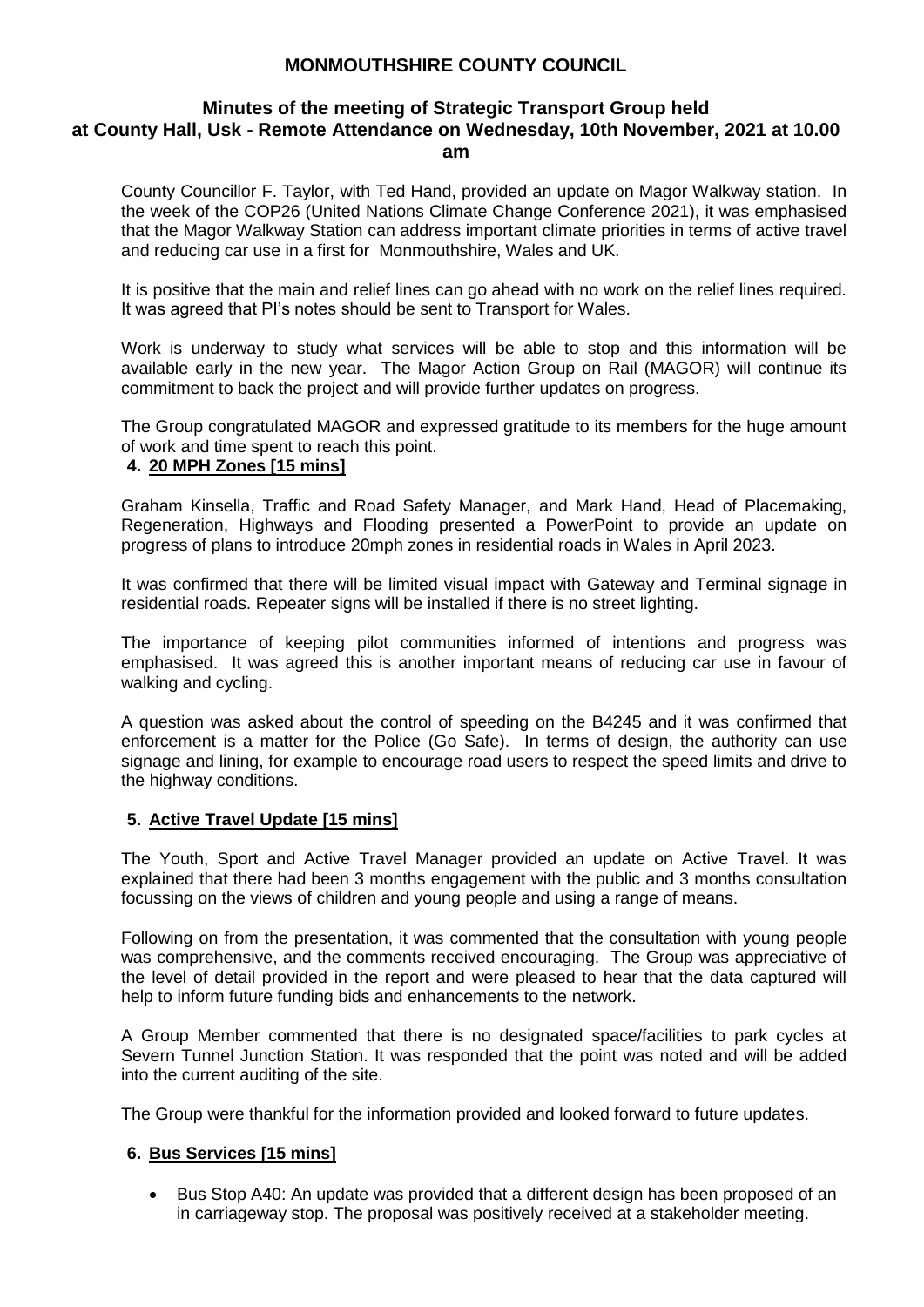**MONMOUTHSHIRE COUNTY COUNCIL**

**Minutes of the meeting of Strategic Transport Group held at County Hall, Usk - Remote Attendance on Wednesday, 10th November, 2021 at 10.00 am**

County Councillor F. Taylor, with Ted Hand, provided an update on Magor Walkway station. In the week of the COP26 (United Nations Climate Change Conference 2021), it was emphasised that the Magor Walkway Station can address important climate priorities in terms of active travel and reducing car use in a first for Monmouthshire, Wales and UK.

It is positive that the main and relief lines can go ahead with no work on the relief lines required. It was agreed that PI's notes should be sent to Transport for Wales.

Work is underway to study what services will be able to stop and this information will be available early in the new year. The Magor Action Group on Rail (MAGOR) will continue its commitment to back the project and will provide further updates on progress.

The Group congratulated MAGOR and expressed gratitude to its members for the huge amount of work and time spent to reach this point.

## 4. 20 MPH Zones [15 mins]

Graham Kinsella, Traffic and Road Safety Manager, and Mark Hand, Head of Placemaking, Regeneration, Highways and Flooding presented a PowerPoint to provide an update on progress of plans to introduce 20mph zones in residential roads in Wales in April 2023.

It was confirmed that there will be limited visual impact with Gateway and Terminal signage in residential roads. Repeater signs will be installed if there is no street lighting.

The importance of keeping pilot communities informed of intentions and progress was emphasised. It was agreed this is another important means of reducing car use in favour of walking and cycling.

A question was asked about the control of speeding on the B4245 and it was confirmed that enforcement is a matter for the Police (Go Safe). In terms of design, the authority can use signage and lining, for example to encourage road users to respect the speed limits and drive to the highway conditions.

## 5. Active Travel Update [15 mins]

The Youth, Sport and Active Travel Manager provided an update on Active Travel. It was explained that there had been 3 months engagement with the public and 3 months consultation focussing on the views of children and young people and using a range of means.

Following on from the presentation, it was commented that the consultation with young people was comprehensive, and the comments received encouraging. The Group was appreciative of the level of detail provided in the report and were pleased to hear that the data captured will help to inform future funding bids and enhancements to the network.

A Group Member commented that there is no designated space/facilities to park cycles at Severn Tunnel Junction Station. It was responded that the point was noted and will be added into the current auditing of the site.

The Group were thankful for the information provided and looked forward to future updates.

## 6. Bus Services [15 mins]

- Bus Stop A40: An update was provided that a different design has been proposed of an in carriageway stop. The proposal was positively received at a stakeholder meeting.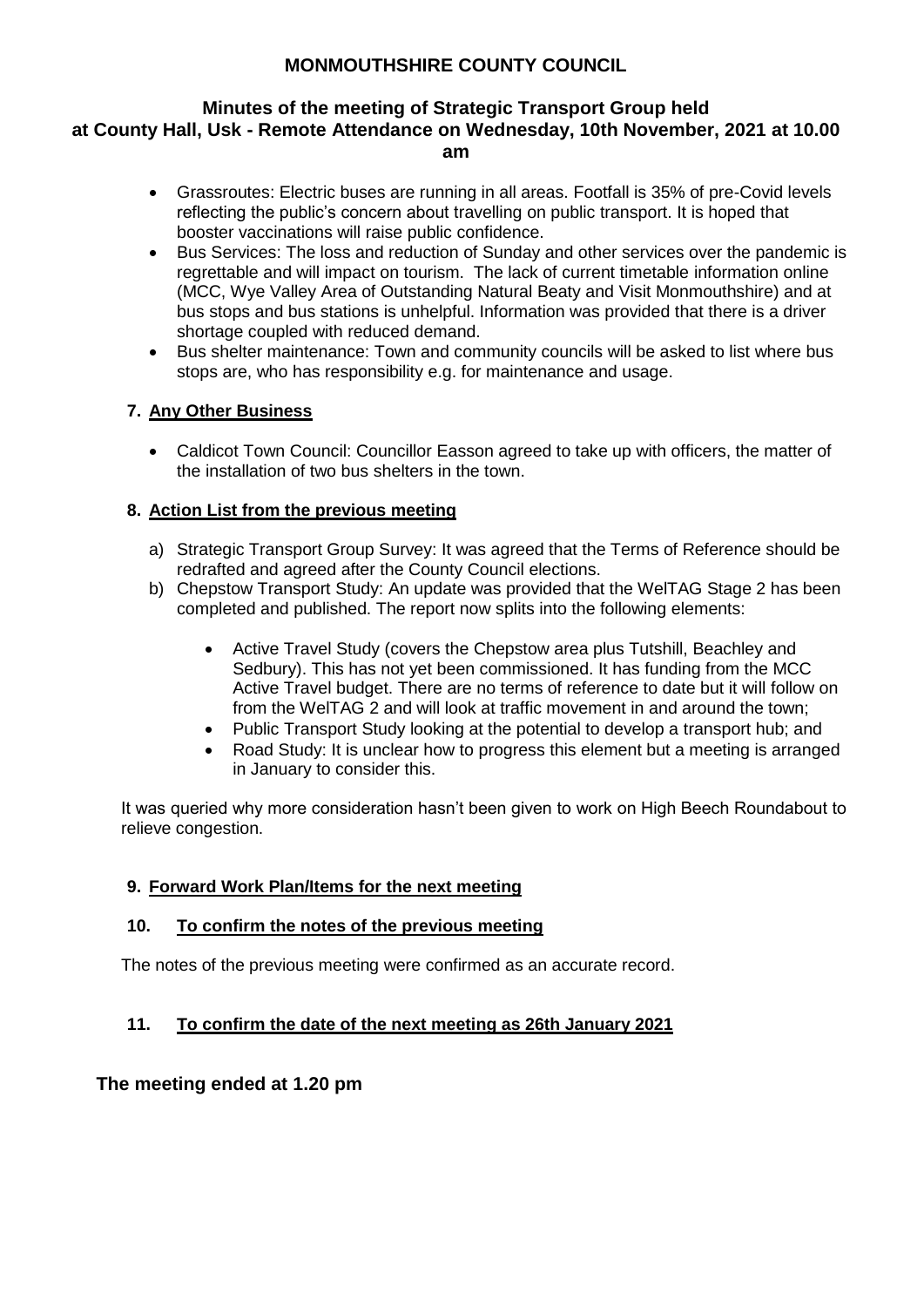# MONMOUTHSHIRE COUNTY COUNCIL

## Minutes of the meeting of Strategic Transport Group held at County Hall, Usk - Remote Attendance on Wednesday, 10th November, 2021 at 10.00 am

- Grassroutes: Electric buses are running in all areas. Footfall is 35% of pre-Covid levels reflecting the public's concern about travelling on public transport. It is hoped that booster vaccinations will raise public confidence.
- Bus Services: The loss and reduction of Sunday and other services over the pandemic is regrettable and will impact on tourism. The lack of current timetable information online (MCC, Wye Valley Area of Outstanding Natural Beaty and Visit Monmouthshire) and at bus stops and bus stations is unhelpful. Information was provided that there is a driver shortage coupled with reduced demand.
- Bus shelter maintenance: Town and community councils will be asked to list where bus stops are, who has responsibility e.g. for maintenance and usage.

### 7. Any Other Business

- Caldicot Town Council: Councillor Easson agreed to take up with officers, the matter of the installation of two bus shelters in the town.

### 8. Action List from the previous meeting

a) Strategic Transport Group Survey: It was agreed that the Terms of Reference should be redrafted and agreed after the County Council elections.

b) Chepstow Transport Study: An update was provided that the WelTAG Stage 2 has been completed and published. The report now splits into the following elements:

- Active Travel Study (covers the Chepstow area plus Tutshill, Beachley and Sedbury). This has not yet been commissioned. It has funding from the MCC Active Travel budget. There are no terms of reference to date but it will follow on from the WelTAG 2 and will look at traffic movement in and around the town;
- Public Transport Study looking at the potential to develop a transport hub; and
- Road Study: It is unclear how to progress this element but a meeting is arranged in January to consider this.

It was queried why more consideration hasn't been given to work on High Beech Roundabout to relieve congestion.

### 9. Forward Work Plan/Items for the next meeting

### 10. To confirm the notes of the previous meeting

The notes of the previous meeting were confirmed as an accurate record.

### 11. To confirm the date of the next meeting as 26th January 2021

**The meeting ended at 1.20 pm**